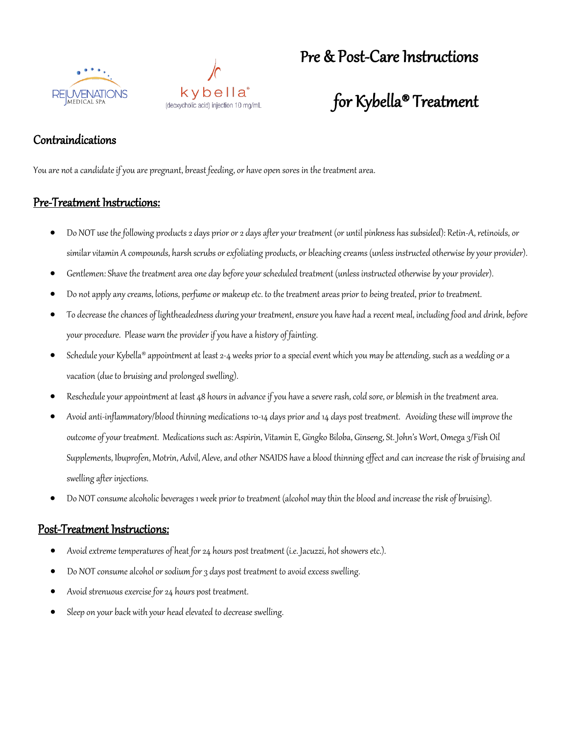REJUVENATIONS MEDICAL SPA

kybella®
(deoxycholic acid) injection 10 mg/mL

# Pre & Post-Care Instructions for Kybella® Treatment

## Contraindications

You are not a candidate if you are pregnant, breast feeding, or have open sores in the treatment area.

## Pre-Treatment Instructions:

- Do NOT use the following products 2 days prior or 2 days after your treatment (or until pinkness has subsided): Retin-A, retinoids, or similar vitamin A compounds, harsh scrubs or exfoliating products, or bleaching creams (unless instructed otherwise by your provider).
- Gentlemen: Shave the treatment area one day before your scheduled treatment (unless instructed otherwise by your provider).
- Do not apply any creams, lotions, perfume or makeup etc. to the treatment areas prior to being treated, prior to treatment.
- To decrease the chances of lightheadedness during your treatment, ensure you have had a recent meal, including food and drink, before your procedure. Please warn the provider if you have a history of fainting.
- Schedule your Kybella® appointment at least 2-4 weeks prior to a special event which you may be attending, such as a wedding or a vacation (due to bruising and prolonged swelling).
- Reschedule your appointment at least 48 hours in advance if you have a severe rash, cold sore, or blemish in the treatment area.
- Avoid anti-inflammatory/blood thinning medications 10-14 days prior and 14 days post treatment. Avoiding these will improve the outcome of your treatment. Medications such as: Aspirin, Vitamin E, Gingko Biloba, Ginseng, St. John's Wort, Omega 3/Fish Oil Supplements, Ibuprofen, Motrin, Advil, Aleve, and other NSAIDS have a blood thinning effect and can increase the risk of bruising and swelling after injections.
- Do NOT consume alcoholic beverages 1 week prior to treatment (alcohol may thin the blood and increase the risk of bruising).

## Post-Treatment Instructions:

- Avoid extreme temperatures of heat for 24 hours post treatment (i.e. Jacuzzi, hot showers etc.).
- Do NOT consume alcohol or sodium for 3 days post treatment to avoid excess swelling.
- Avoid strenuous exercise for 24 hours post treatment.
- Sleep on your back with your head elevated to decrease swelling.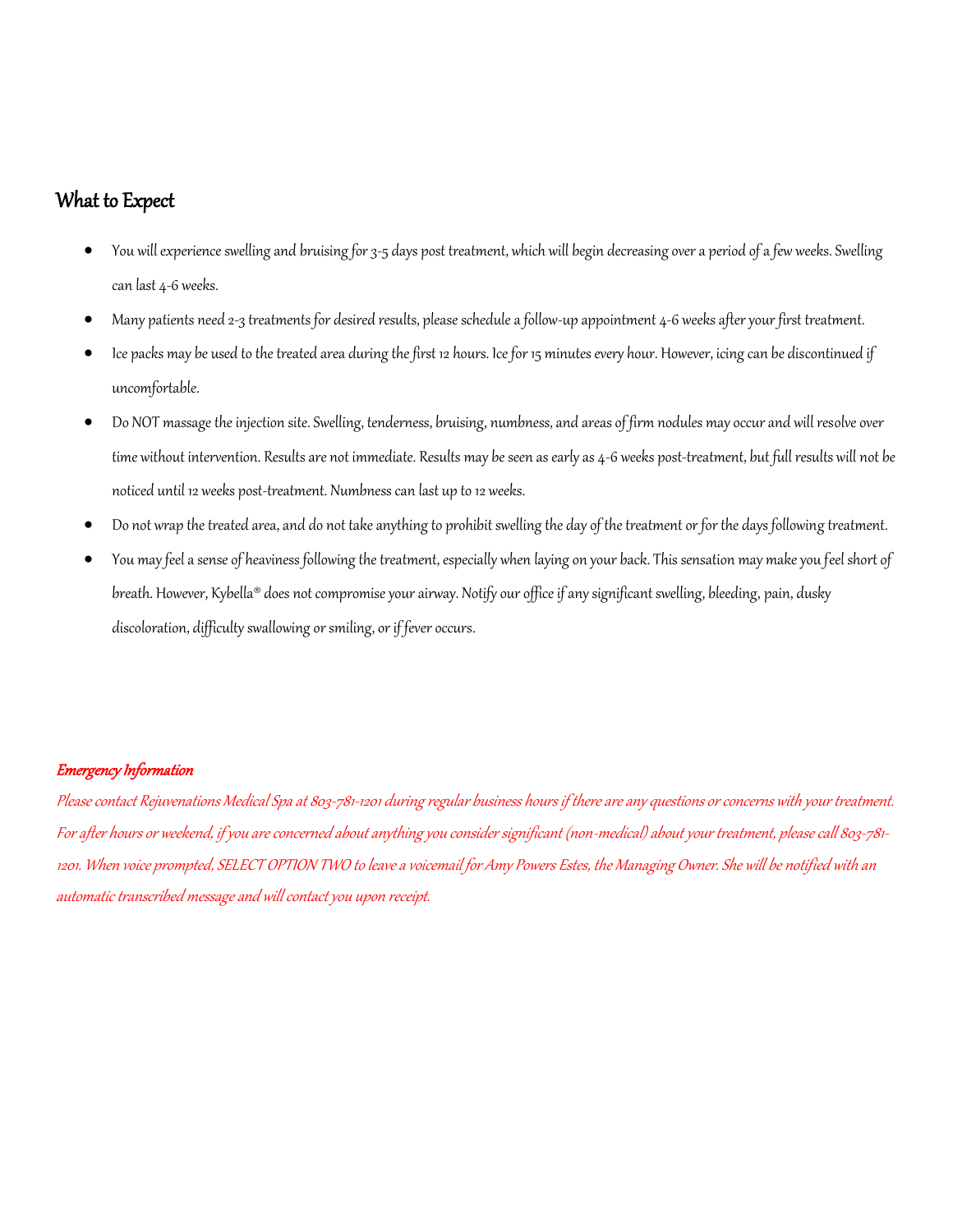## What to Expect

- You will experience swelling and bruising for 3-5 days post treatment, which will begin decreasing over a period of a few weeks. Swelling can last 4-6 weeks.
- Many patients need 2-3 treatments for desired results, please schedule a follow-up appointment 4-6 weeks after your first treatment.
- Ice packs may be used to the treated area during the first 12 hours. Ice for 15 minutes every hour. However, icing can be discontinued if uncomfortable.
- Do NOT massage the injection site. Swelling, tenderness, bruising, numbness, and areas of firm nodules may occur and will resolve over time without intervention. Results are not immediate. Results may be seen as early as 4-6 weeks post-treatment, but full results will not be noticed until 12 weeks post-treatment. Numbness can last up to 12 weeks.
- Do not wrap the treated area, and do not take anything to prohibit swelling the day of the treatment or for the days following treatment.
- You may feel a sense of heaviness following the treatment, especially when laying on your back. This sensation may make you feel short of breath. However, Kybella® does not compromise your airway. Notify our office if any significant swelling, bleeding, pain, dusky discoloration, difficulty swallowing or smiling, or if fever occurs.

***Emergency Information***

*Please contact Rejuvenations Medical Spa at 803-781-1201 during regular business hours if there are any questions or concerns with your treatment. For after hours or weekend, if you are concerned about anything you consider significant (non-medical) about your treatment, please call 803-781-1201. When voice prompted, SELECT OPTION TWO to leave a voicemail for Amy Powers Estes, the Managing Owner. She will be notified with an automatic transcribed message and will contact you upon receipt.*